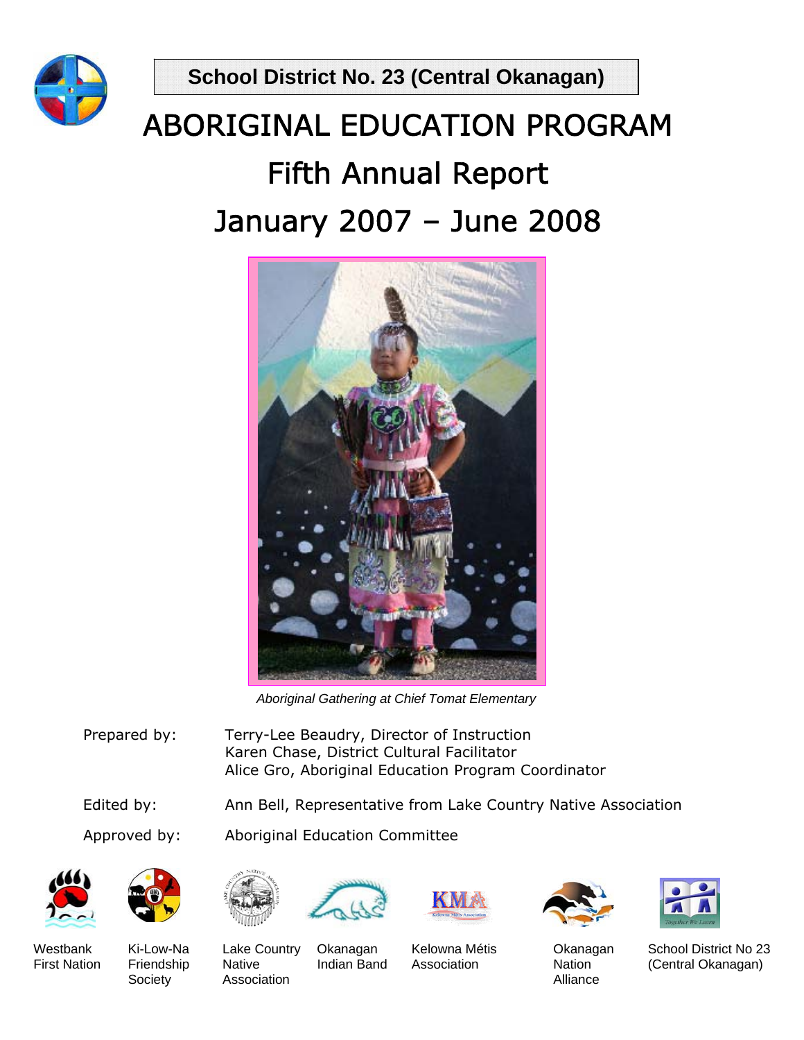**School District No. 23 (Central Okanagan)**

# ABORIGINAL EDUCATION PROGRAM

## Fifth Annual Report

## January 2007 – June 2008

*Aboriginal Gathering at Chief Tomat Elementary*

Prepared by: Terry-Lee Beaudry, Director of Instruction
Karen Chase, District Cultural Facilitator
Alice Gro, Aboriginal Education Program Coordinator

Edited by: Ann Bell, Representative from Lake Country Native Association

Approved by: Aboriginal Education Committee

Westbank First Nation | Ki-Low-Na Friendship Society | Lake Country Native Association | Okanagan Indian Band | Kelowna Métis Association | Okanagan Nation Alliance | School District No 23 (Central Okanagan)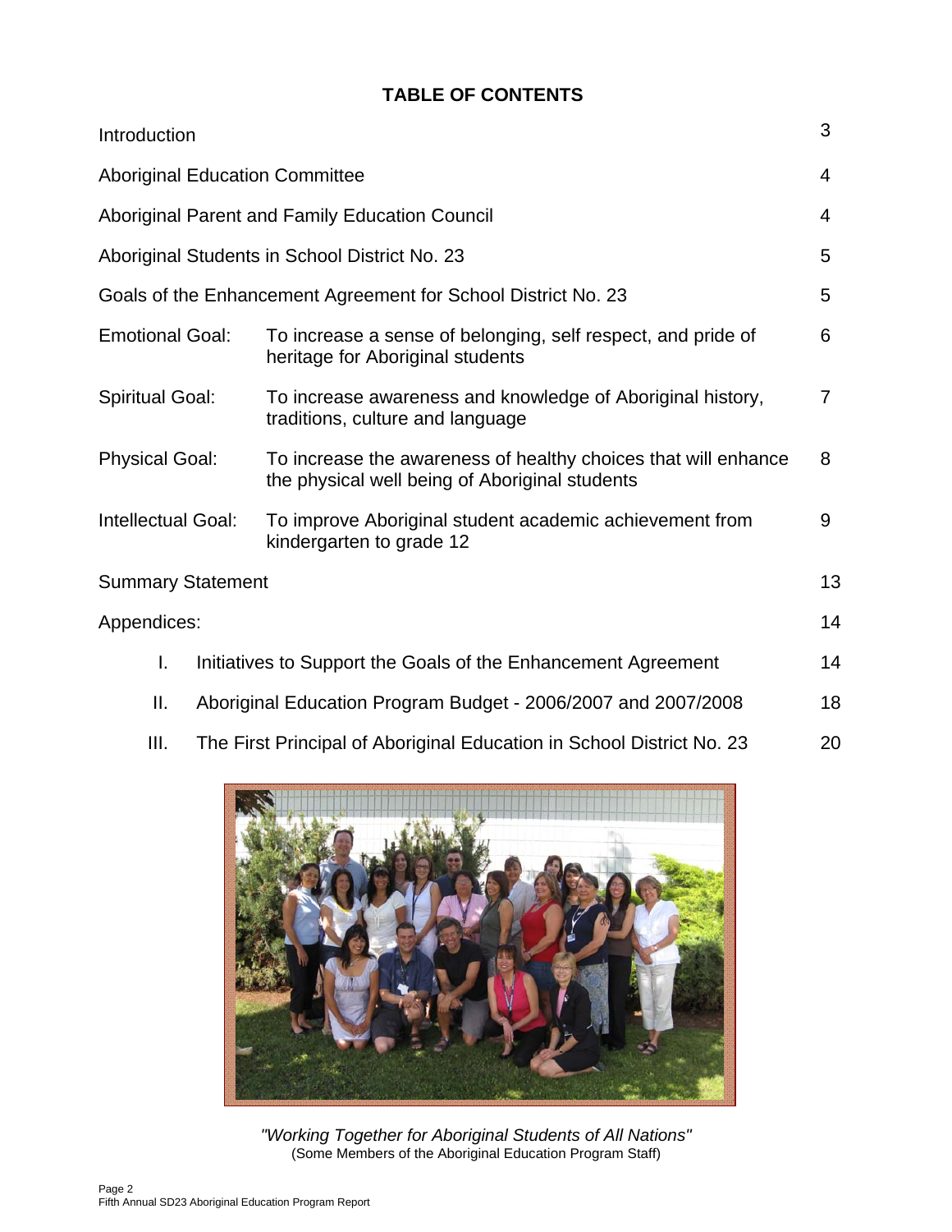# TABLE OF CONTENTS

| | | |
|---|---|---|
| Introduction | | 3 |
| Aboriginal Education Committee | | 4 |
| Aboriginal Parent and Family Education Council | | 4 |
| Aboriginal Students in School District No. 23 | | 5 |
| Goals of the Enhancement Agreement for School District No. 23 | | 5 |
| Emotional Goal: | To increase a sense of belonging, self respect, and pride of heritage for Aboriginal students | 6 |
| Spiritual Goal: | To increase awareness and knowledge of Aboriginal history, traditions, culture and language | 7 |
| Physical Goal: | To increase the awareness of healthy choices that will enhance the physical well being of Aboriginal students | 8 |
| Intellectual Goal: | To improve Aboriginal student academic achievement from kindergarten to grade 12 | 9 |
| Summary Statement | | 13 |
| Appendices: | | 14 |
| I. | Initiatives to Support the Goals of the Enhancement Agreement | 14 |
| II. | Aboriginal Education Program Budget - 2006/2007 and 2007/2008 | 18 |
| III. | The First Principal of Aboriginal Education in School District No. 23 | 20 |

*"Working Together for Aboriginal Students of All Nations"*
(Some Members of the Aboriginal Education Program Staff)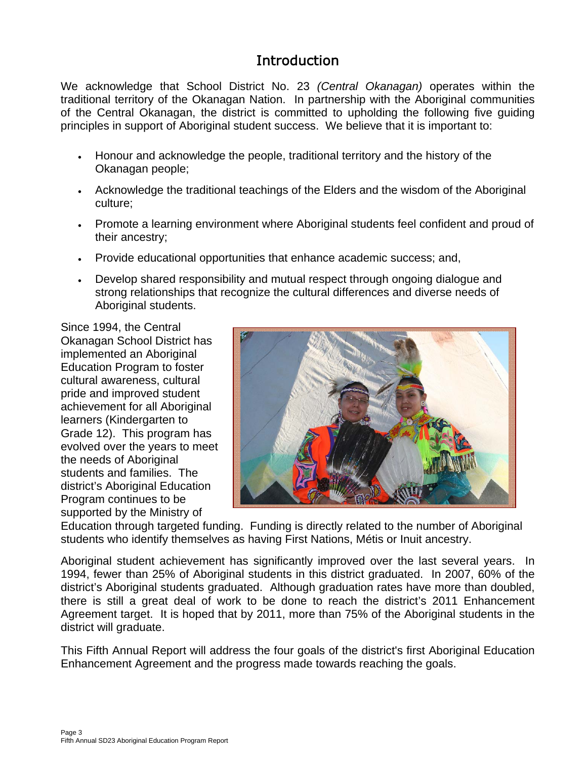# Introduction

We acknowledge that School District No. 23 *(Central Okanagan)* operates within the traditional territory of the Okanagan Nation. In partnership with the Aboriginal communities of the Central Okanagan, the district is committed to upholding the following five guiding principles in support of Aboriginal student success. We believe that it is important to:

- Honour and acknowledge the people, traditional territory and the history of the Okanagan people;
- Acknowledge the traditional teachings of the Elders and the wisdom of the Aboriginal culture;
- Promote a learning environment where Aboriginal students feel confident and proud of their ancestry;
- Provide educational opportunities that enhance academic success; and,
- Develop shared responsibility and mutual respect through ongoing dialogue and strong relationships that recognize the cultural differences and diverse needs of Aboriginal students.

Since 1994, the Central Okanagan School District has implemented an Aboriginal Education Program to foster cultural awareness, cultural pride and improved student achievement for all Aboriginal learners (Kindergarten to Grade 12). This program has evolved over the years to meet the needs of Aboriginal students and families. The district's Aboriginal Education Program continues to be supported by the Ministry of Education through targeted funding. Funding is directly related to the number of Aboriginal students who identify themselves as having First Nations, Métis or Inuit ancestry.

Aboriginal student achievement has significantly improved over the last several years. In 1994, fewer than 25% of Aboriginal students in this district graduated. In 2007, 60% of the district's Aboriginal students graduated. Although graduation rates have more than doubled, there is still a great deal of work to be done to reach the district's 2011 Enhancement Agreement target. It is hoped that by 2011, more than 75% of the Aboriginal students in the district will graduate.

This Fifth Annual Report will address the four goals of the district's first Aboriginal Education Enhancement Agreement and the progress made towards reaching the goals.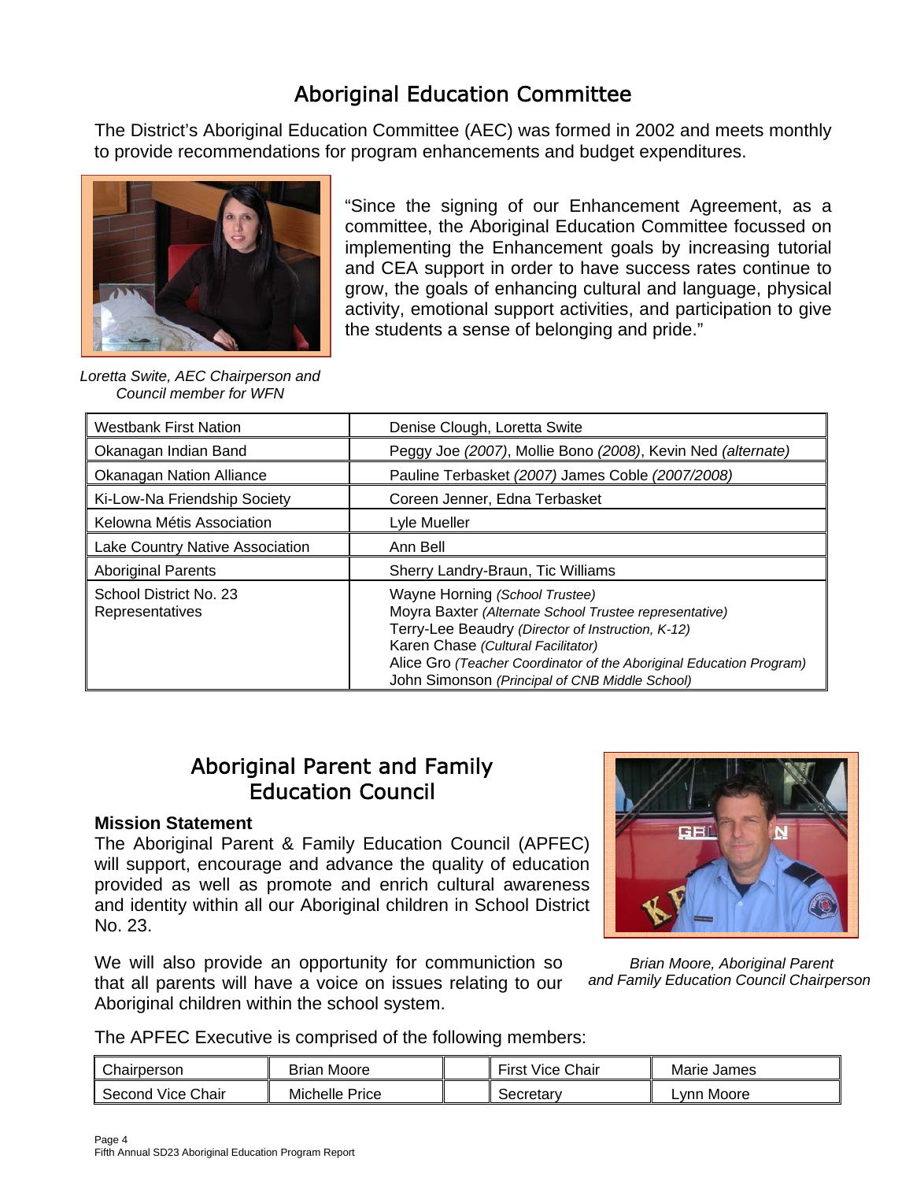# Aboriginal Education Committee

The District's Aboriginal Education Committee (AEC) was formed in 2002 and meets monthly to provide recommendations for program enhancements and budget expenditures.

"Since the signing of our Enhancement Agreement, as a committee, the Aboriginal Education Committee focussed on implementing the Enhancement goals by increasing tutorial and CEA support in order to have success rates continue to grow, the goals of enhancing cultural and language, physical activity, emotional support activities, and participation to give the students a sense of belonging and pride."

*Loretta Swite, AEC Chairperson and Council member for WFN*

| | |
|---|---|
| Westbank First Nation | Denise Clough, Loretta Swite |
| Okanagan Indian Band | Peggy Joe *(2007)*, Mollie Bono *(2008)*, Kevin Ned *(alternate)* |
| Okanagan Nation Alliance | Pauline Terbasket *(2007)* James Coble *(2007/2008)* |
| Ki-Low-Na Friendship Society | Coreen Jenner, Edna Terbasket |
| Kelowna Métis Association | Lyle Mueller |
| Lake Country Native Association | Ann Bell |
| Aboriginal Parents | Sherry Landry-Braun, Tic Williams |
| School District No. 23 Representatives | Wayne Horning *(School Trustee)*<br>Moyra Baxter *(Alternate School Trustee representative)*<br>Terry-Lee Beaudry *(Director of Instruction, K-12)*<br>Karen Chase *(Cultural Facilitator)*<br>Alice Gro *(Teacher Coordinator of the Aboriginal Education Program)*<br>John Simonson *(Principal of CNB Middle School)* |

# Aboriginal Parent and Family Education Council

**Mission Statement**

The Aboriginal Parent & Family Education Council (APFEC) will support, encourage and advance the quality of education provided as well as promote and enrich cultural awareness and identity within all our Aboriginal children in School District No. 23.

We will also provide an opportunity for communiction so that all parents will have a voice on issues relating to our Aboriginal children within the school system.

*Brian Moore, Aboriginal Parent and Family Education Council Chairperson*

The APFEC Executive is comprised of the following members:

| | | | | |
|---|---|---|---|---|
| Chairperson | Brian Moore | | First Vice Chair | Marie James |
| Second Vice Chair | Michelle Price | | Secretary | Lynn Moore |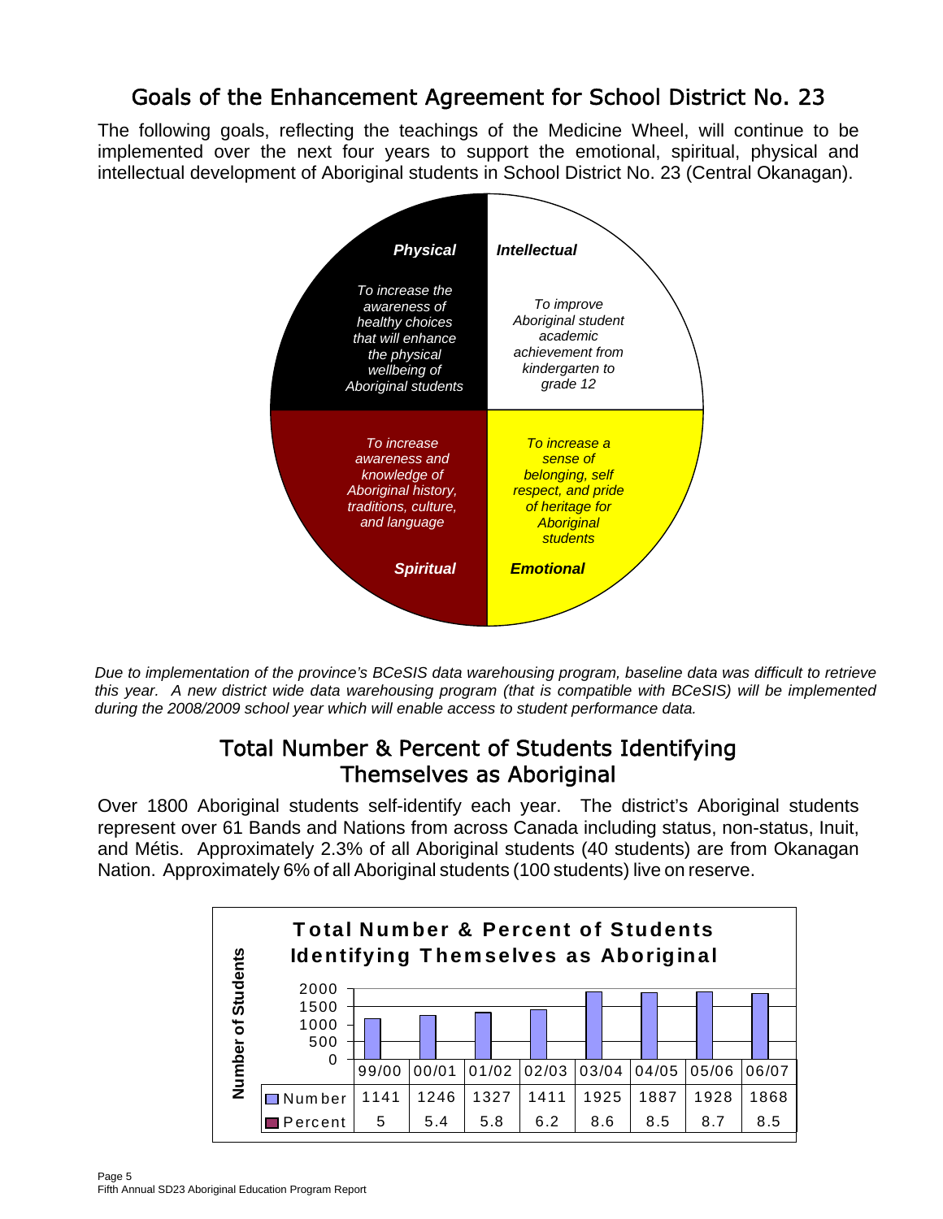## Goals of the Enhancement Agreement for School District No. 23

The following goals, reflecting the teachings of the Medicine Wheel, will continue to be implemented over the next four years to support the emotional, spiritual, physical and intellectual development of Aboriginal students in School District No. 23 (Central Okanagan).

***Physical***

*To increase the awareness of healthy choices that will enhance the physical wellbeing of Aboriginal students*

***Intellectual***

*To improve Aboriginal student academic achievement from kindergarten to grade 12*

***Spiritual***

*To increase awareness and knowledge of Aboriginal history, traditions, culture, and language*

***Emotional***

*To increase a sense of belonging, self respect, and pride of heritage for Aboriginal students*

*Due to implementation of the province's BCeSIS data warehousing program, baseline data was difficult to retrieve this year. A new district wide data warehousing program (that is compatible with BCeSIS) will be implemented during the 2008/2009 school year which will enable access to student performance data.*

## Total Number & Percent of Students Identifying Themselves as Aboriginal

Over 1800 Aboriginal students self-identify each year. The district's Aboriginal students represent over 61 Bands and Nations from across Canada including status, non-status, Inuit, and Métis. Approximately 2.3% of all Aboriginal students (40 students) are from Okanagan Nation. Approximately 6% of all Aboriginal students (100 students) live on reserve.

**Total Number & Percent of Students Identifying Themselves as Aboriginal**

| | 99/00 | 00/01 | 01/02 | 02/03 | 03/04 | 04/05 | 05/06 | 06/07 |
|---|---|---|---|---|---|---|---|---|
| Number | 1141 | 1246 | 1327 | 1411 | 1925 | 1887 | 1928 | 1868 |
| Percent | 5 | 5.4 | 5.8 | 6.2 | 8.6 | 8.5 | 8.7 | 8.5 |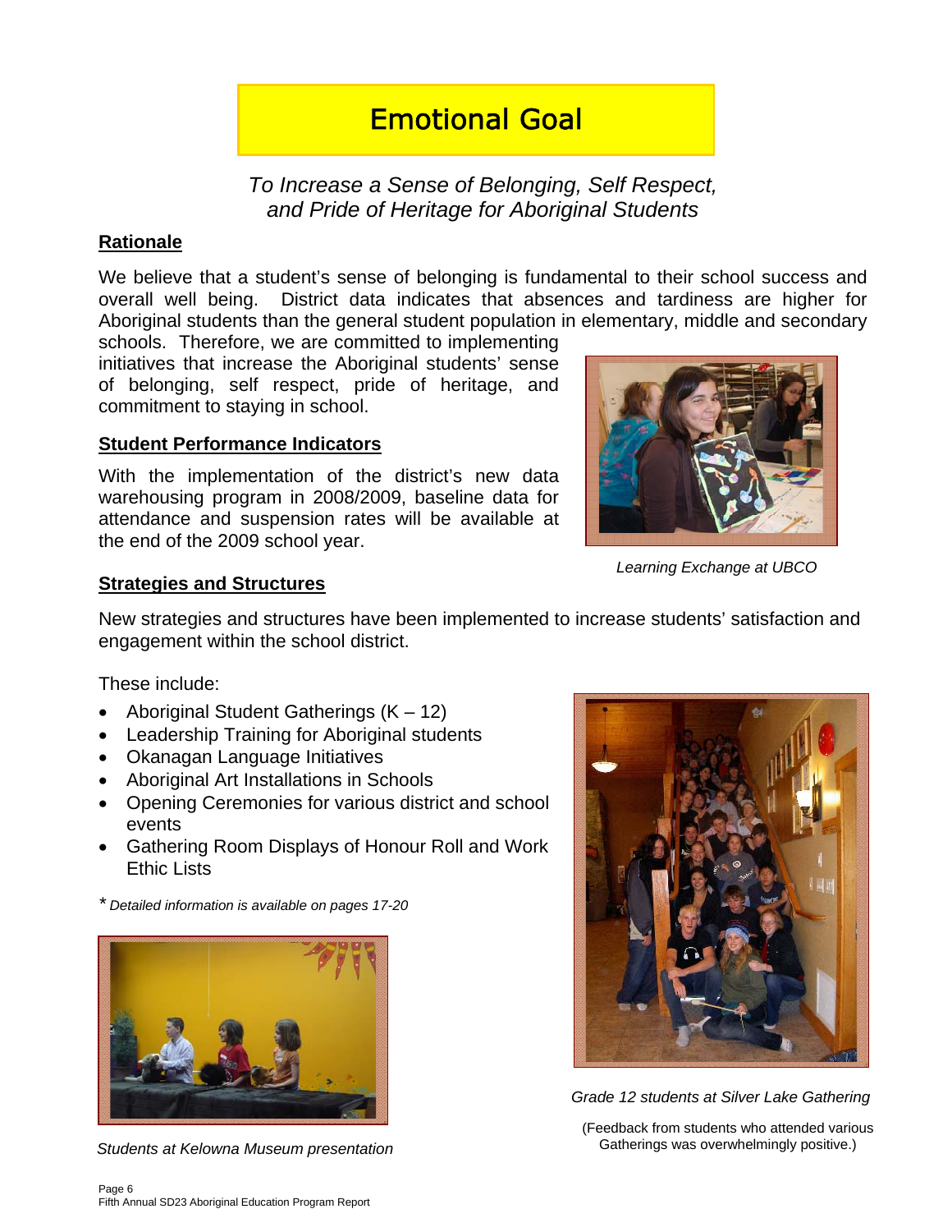# Emotional Goal

*To Increase a Sense of Belonging, Self Respect, and Pride of Heritage for Aboriginal Students*

**Rationale**

We believe that a student's sense of belonging is fundamental to their school success and overall well being. District data indicates that absences and tardiness are higher for Aboriginal students than the general student population in elementary, middle and secondary schools. Therefore, we are committed to implementing initiatives that increase the Aboriginal students' sense of belonging, self respect, pride of heritage, and commitment to staying in school.

**Student Performance Indicators**

With the implementation of the district's new data warehousing program in 2008/2009, baseline data for attendance and suspension rates will be available at the end of the 2009 school year.

*Learning Exchange at UBCO*

**Strategies and Structures**

New strategies and structures have been implemented to increase students' satisfaction and engagement within the school district.

These include:

- Aboriginal Student Gatherings (K – 12)
- Leadership Training for Aboriginal students
- Okanagan Language Initiatives
- Aboriginal Art Installations in Schools
- Opening Ceremonies for various district and school events
- Gathering Room Displays of Honour Roll and Work Ethic Lists

\* *Detailed information is available on pages 17-20*

*Students at Kelowna Museum presentation*

*Grade 12 students at Silver Lake Gathering*

(Feedback from students who attended various Gatherings was overwhelmingly positive.)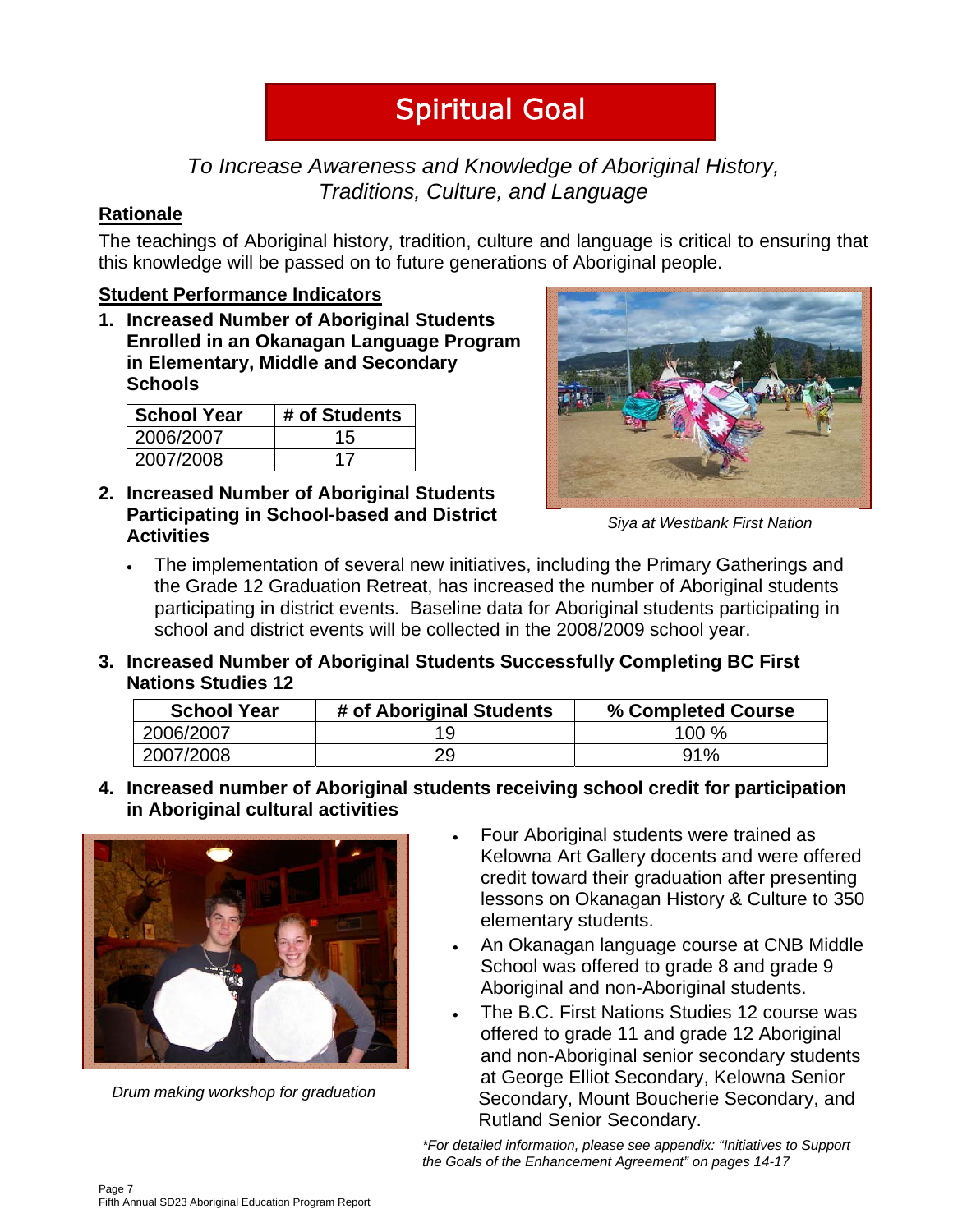# Spiritual Goal

*To Increase Awareness and Knowledge of Aboriginal History, Traditions, Culture, and Language*

## Rationale

The teachings of Aboriginal history, tradition, culture and language is critical to ensuring that this knowledge will be passed on to future generations of Aboriginal people.

## Student Performance Indicators

**1. Increased Number of Aboriginal Students Enrolled in an Okanagan Language Program in Elementary, Middle and Secondary Schools**

| School Year | # of Students |
|---|---|
| 2006/2007 | 15 |
| 2007/2008 | 17 |

*Siya at Westbank First Nation*

**2. Increased Number of Aboriginal Students Participating in School-based and District Activities**

- The implementation of several new initiatives, including the Primary Gatherings and the Grade 12 Graduation Retreat, has increased the number of Aboriginal students participating in district events. Baseline data for Aboriginal students participating in school and district events will be collected in the 2008/2009 school year.

**3. Increased Number of Aboriginal Students Successfully Completing BC First Nations Studies 12**

| School Year | # of Aboriginal Students | % Completed Course |
|---|---|---|
| 2006/2007 | 19 | 100 % |
| 2007/2008 | 29 | 91% |

**4. Increased number of Aboriginal students receiving school credit for participation in Aboriginal cultural activities**

*Drum making workshop for graduation*

- Four Aboriginal students were trained as Kelowna Art Gallery docents and were offered credit toward their graduation after presenting lessons on Okanagan History & Culture to 350 elementary students.
- An Okanagan language course at CNB Middle School was offered to grade 8 and grade 9 Aboriginal and non-Aboriginal students.
- The B.C. First Nations Studies 12 course was offered to grade 11 and grade 12 Aboriginal and non-Aboriginal senior secondary students at George Elliot Secondary, Kelowna Senior Secondary, Mount Boucherie Secondary, and Rutland Senior Secondary.

*\*For detailed information, please see appendix: "Initiatives to Support the Goals of the Enhancement Agreement" on pages 14-17*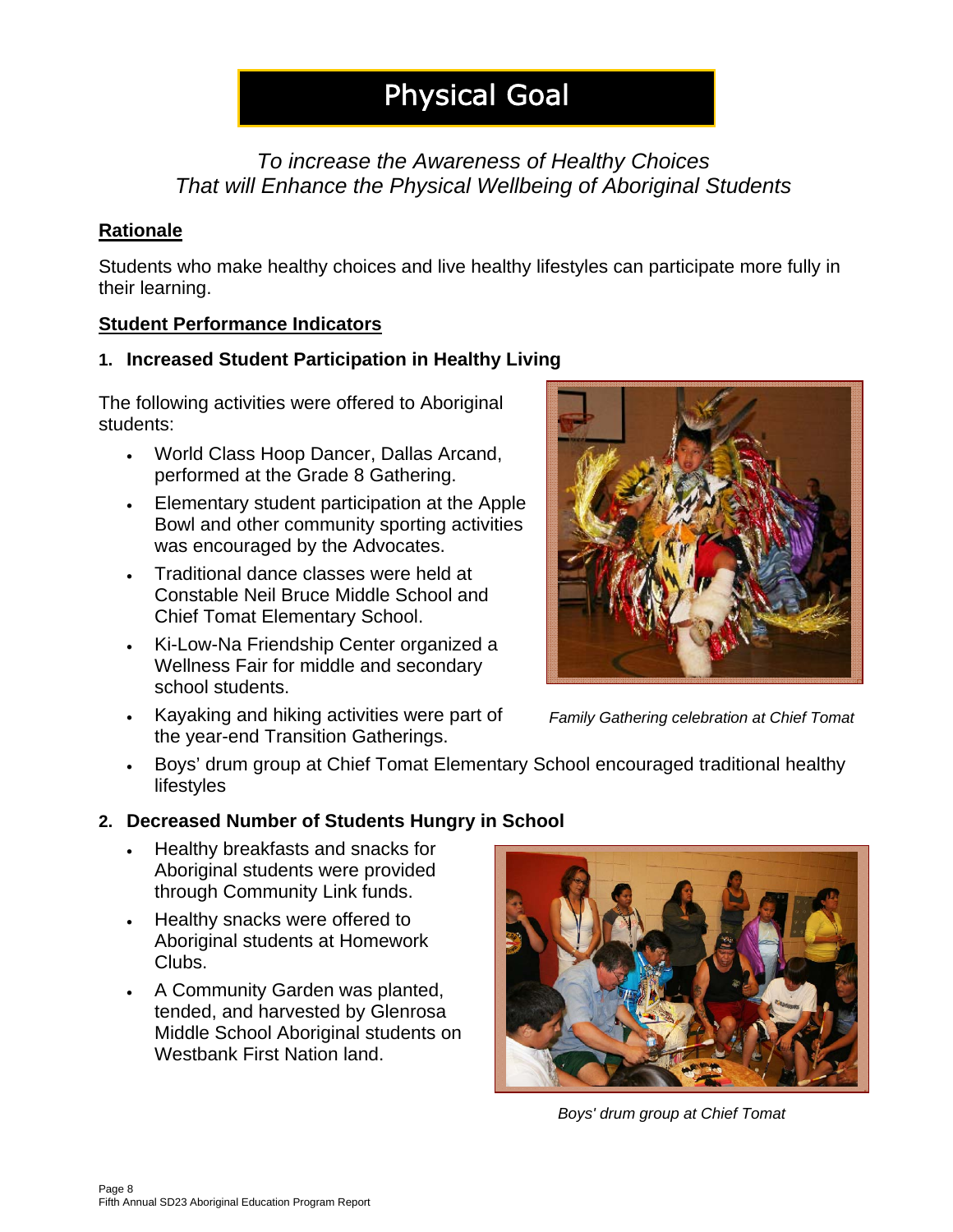# Physical Goal

*To increase the Awareness of Healthy Choices That will Enhance the Physical Wellbeing of Aboriginal Students*

## Rationale

Students who make healthy choices and live healthy lifestyles can participate more fully in their learning.

## Student Performance Indicators

### 1. Increased Student Participation in Healthy Living

The following activities were offered to Aboriginal students:

- World Class Hoop Dancer, Dallas Arcand, performed at the Grade 8 Gathering.
- Elementary student participation at the Apple Bowl and other community sporting activities was encouraged by the Advocates.
- Traditional dance classes were held at Constable Neil Bruce Middle School and Chief Tomat Elementary School.
- Ki-Low-Na Friendship Center organized a Wellness Fair for middle and secondary school students.
- Kayaking and hiking activities were part of the year-end Transition Gatherings.
- Boys' drum group at Chief Tomat Elementary School encouraged traditional healthy lifestyles

*Family Gathering celebration at Chief Tomat*

### 2. Decreased Number of Students Hungry in School

- Healthy breakfasts and snacks for Aboriginal students were provided through Community Link funds.
- Healthy snacks were offered to Aboriginal students at Homework Clubs.
- A Community Garden was planted, tended, and harvested by Glenrosa Middle School Aboriginal students on Westbank First Nation land.

*Boys' drum group at Chief Tomat*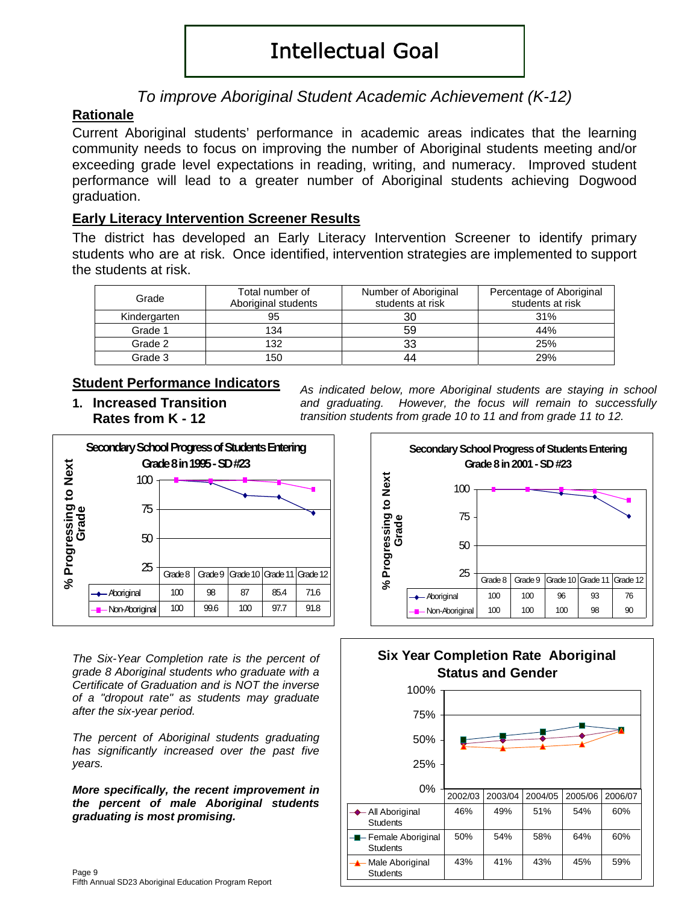# Intellectual Goal

*To improve Aboriginal Student Academic Achievement (K-12)*

## Rationale

Current Aboriginal students' performance in academic areas indicates that the learning community needs to focus on improving the number of Aboriginal students meeting and/or exceeding grade level expectations in reading, writing, and numeracy. Improved student performance will lead to a greater number of Aboriginal students achieving Dogwood graduation.

## Early Literacy Intervention Screener Results

The district has developed an Early Literacy Intervention Screener to identify primary students who are at risk. Once identified, intervention strategies are implemented to support the students at risk.

| Grade | Total number of Aboriginal students | Number of Aboriginal students at risk | Percentage of Aboriginal students at risk |
|---|---|---|---|
| Kindergarten | 95 | 30 | 31% |
| Grade 1 | 134 | 59 | 44% |
| Grade 2 | 132 | 33 | 25% |
| Grade 3 | 150 | 44 | 29% |

## Student Performance Indicators

1. **Increased Transition Rates from K - 12**

*As indicated below, more Aboriginal students are staying in school and graduating. However, the focus will remain to successfully transition students from grade 10 to 11 and from grade 11 to 12.*

**Secondary School Progress of Students Entering Grade 8 in 1995 - SD #23**

% Progressing to Next Grade

| | Grade 8 | Grade 9 | Grade 10 | Grade 11 | Grade 12 |
|---|---|---|---|---|---|
| Aboriginal | 100 | 98 | 87 | 85.4 | 71.6 |
| Non-Aboriginal | 100 | 99.6 | 100 | 97.7 | 91.8 |

**Secondary School Progress of Students Entering Grade 8 in 2001 - SD #23**

% Progressing to Next Grade

| | Grade 8 | Grade 9 | Grade 10 | Grade 11 | Grade 12 |
|---|---|---|---|---|---|
| Aboriginal | 100 | 100 | 96 | 93 | 76 |
| Non-Aboriginal | 100 | 100 | 100 | 98 | 90 |

*The Six-Year Completion rate is the percent of grade 8 Aboriginal students who graduate with a Certificate of Graduation and is NOT the inverse of a "dropout rate" as students may graduate after the six-year period.*

*The percent of Aboriginal students graduating has significantly increased over the past five years.*

***More specifically, the recent improvement in the percent of male Aboriginal students graduating is most promising.***

**Six Year Completion Rate Aboriginal Status and Gender**

| | 2002/03 | 2003/04 | 2004/05 | 2005/06 | 2006/07 |
|---|---|---|---|---|---|
| All Aboriginal Students | 46% | 49% | 51% | 54% | 60% |
| Female Aboriginal Students | 50% | 54% | 58% | 64% | 60% |
| Male Aboriginal Students | 43% | 41% | 43% | 45% | 59% |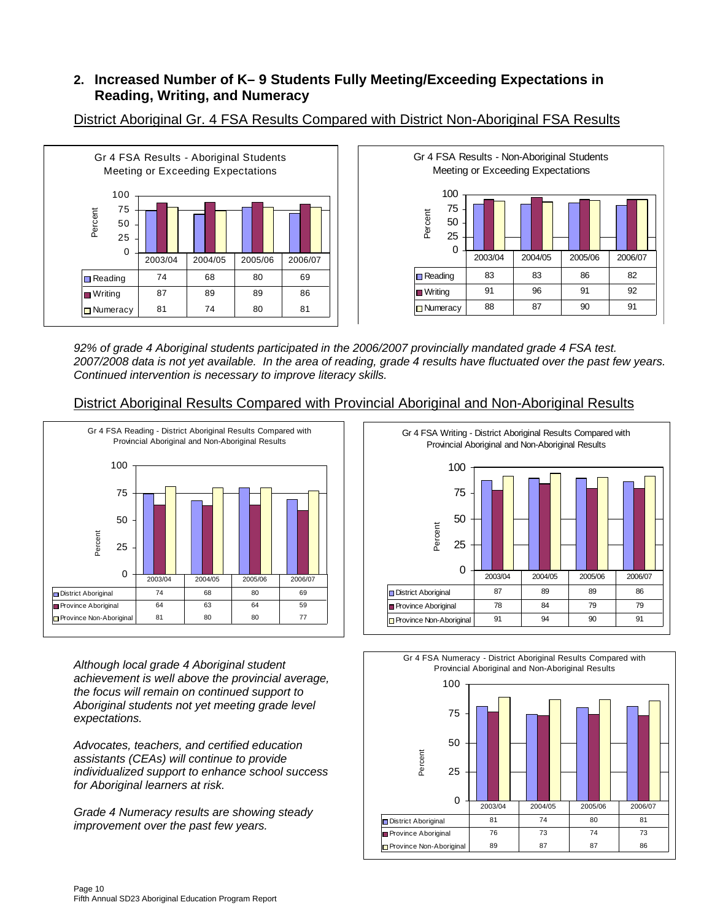## 2. Increased Number of K– 9 Students Fully Meeting/Exceeding Expectations in Reading, Writing, and Numeracy

### District Aboriginal Gr. 4 FSA Results Compared with District Non-Aboriginal FSA Results

**Gr 4 FSA Results - Aboriginal Students Meeting or Exceeding Expectations**

| | 2003/04 | 2004/05 | 2005/06 | 2006/07 |
|---|---|---|---|---|
| Reading | 74 | 68 | 80 | 69 |
| Writing | 87 | 89 | 89 | 86 |
| Numeracy | 81 | 74 | 80 | 81 |

**Gr 4 FSA Results - Non-Aboriginal Students Meeting or Exceeding Expectations**

| | 2003/04 | 2004/05 | 2005/06 | 2006/07 |
|---|---|---|---|---|
| Reading | 83 | 83 | 86 | 82 |
| Writing | 91 | 96 | 91 | 92 |
| Numeracy | 88 | 87 | 90 | 91 |

*92% of grade 4 Aboriginal students participated in the 2006/2007 provincially mandated grade 4 FSA test. 2007/2008 data is not yet available. In the area of reading, grade 4 results have fluctuated over the past few years. Continued intervention is necessary to improve literacy skills.*

### District Aboriginal Results Compared with Provincial Aboriginal and Non-Aboriginal Results

**Gr 4 FSA Reading - District Aboriginal Results Compared with Provincial Aboriginal and Non-Aboriginal Results**

| | 2003/04 | 2004/05 | 2005/06 | 2006/07 |
|---|---|---|---|---|
| District Aboriginal | 74 | 68 | 80 | 69 |
| Province Aboriginal | 64 | 63 | 64 | 59 |
| Province Non-Aboriginal | 81 | 80 | 80 | 77 |

**Gr 4 FSA Writing - District Aboriginal Results Compared with Provincial Aboriginal and Non-Aboriginal Results**

| | 2003/04 | 2004/05 | 2005/06 | 2006/07 |
|---|---|---|---|---|
| District Aboriginal | 87 | 89 | 89 | 86 |
| Province Aboriginal | 78 | 84 | 79 | 79 |
| Province Non-Aboriginal | 91 | 94 | 90 | 91 |

*Although local grade 4 Aboriginal student achievement is well above the provincial average, the focus will remain on continued support to Aboriginal students not yet meeting grade level expectations.*

*Advocates, teachers, and certified education assistants (CEAs) will continue to provide individualized support to enhance school success for Aboriginal learners at risk.*

*Grade 4 Numeracy results are showing steady improvement over the past few years.*

**Gr 4 FSA Numeracy - District Aboriginal Results Compared with Provincial Aboriginal and Non-Aboriginal Results**

| | 2003/04 | 2004/05 | 2005/06 | 2006/07 |
|---|---|---|---|---|
| District Aboriginal | 81 | 74 | 80 | 81 |
| Province Aboriginal | 76 | 73 | 74 | 73 |
| Province Non-Aboriginal | 89 | 87 | 87 | 86 |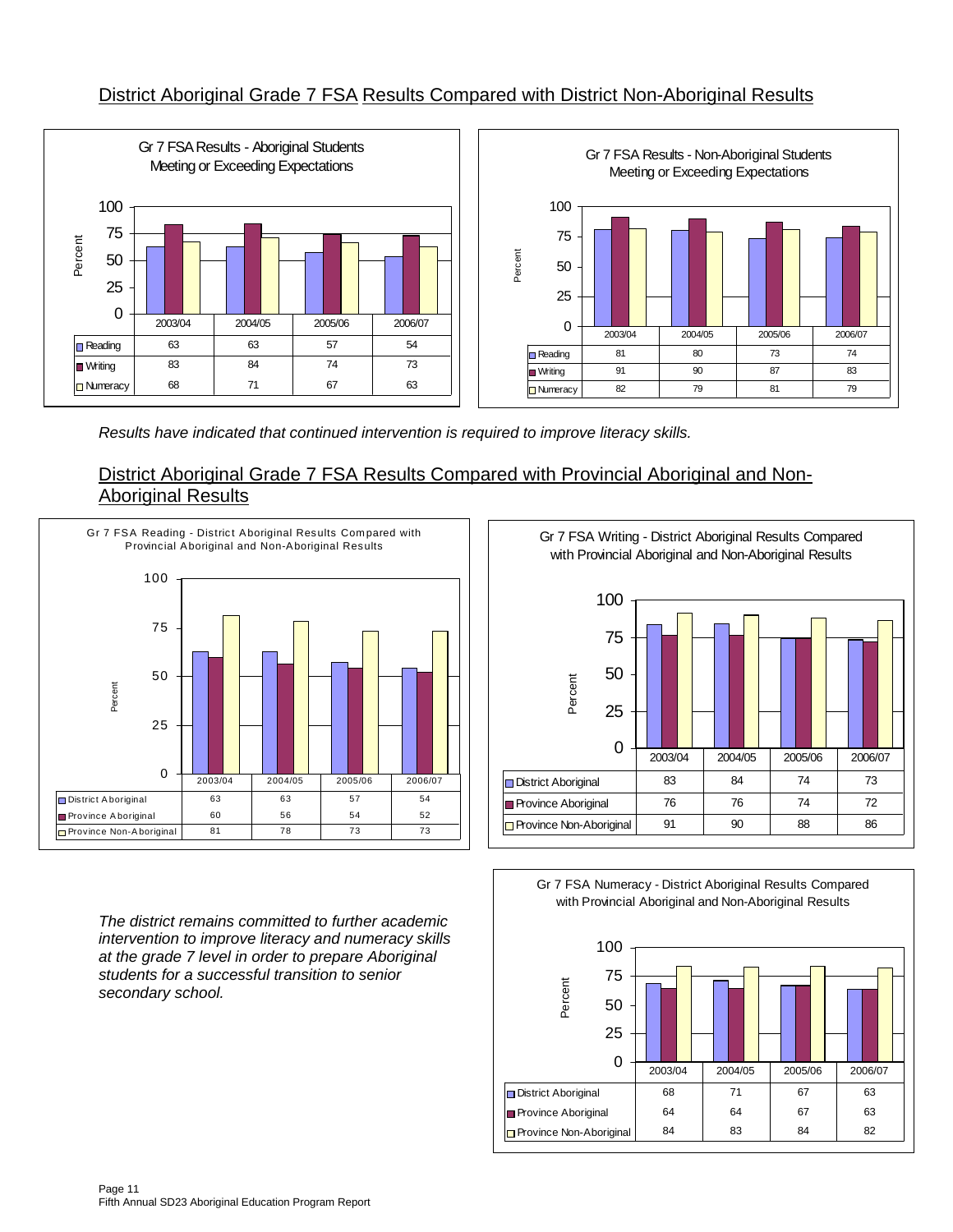## District Aboriginal Grade 7 FSA Results Compared with District Non-Aboriginal Results

**Gr 7 FSA Results - Aboriginal Students Meeting or Exceeding Expectations**

| | 2003/04 | 2004/05 | 2005/06 | 2006/07 |
|---|---|---|---|---|
| Reading | 63 | 63 | 57 | 54 |
| Writing | 83 | 84 | 74 | 73 |
| Numeracy | 68 | 71 | 67 | 63 |

**Gr 7 FSA Results - Non-Aboriginal Students Meeting or Exceeding Expectations**

| | 2003/04 | 2004/05 | 2005/06 | 2006/07 |
|---|---|---|---|---|
| Reading | 81 | 80 | 73 | 74 |
| Writing | 91 | 90 | 87 | 83 |
| Numeracy | 82 | 79 | 81 | 79 |

*Results have indicated that continued intervention is required to improve literacy skills.*

## District Aboriginal Grade 7 FSA Results Compared with Provincial Aboriginal and Non-Aboriginal Results

**Gr 7 FSA Reading - District Aboriginal Results Compared with Provincial Aboriginal and Non-Aboriginal Results**

| | 2003/04 | 2004/05 | 2005/06 | 2006/07 |
|---|---|---|---|---|
| District Aboriginal | 63 | 63 | 57 | 54 |
| Province Aboriginal | 60 | 56 | 54 | 52 |
| Province Non-Aboriginal | 81 | 78 | 73 | 73 |

**Gr 7 FSA Writing - District Aboriginal Results Compared with Provincial Aboriginal and Non-Aboriginal Results**

| | 2003/04 | 2004/05 | 2005/06 | 2006/07 |
|---|---|---|---|---|
| District Aboriginal | 83 | 84 | 74 | 73 |
| Province Aboriginal | 76 | 76 | 74 | 72 |
| Province Non-Aboriginal | 91 | 90 | 88 | 86 |

*The district remains committed to further academic intervention to improve literacy and numeracy skills at the grade 7 level in order to prepare Aboriginal students for a successful transition to senior secondary school.*

**Gr 7 FSA Numeracy - District Aboriginal Results Compared with Provincial Aboriginal and Non-Aboriginal Results**

| | 2003/04 | 2004/05 | 2005/06 | 2006/07 |
|---|---|---|---|---|
| District Aboriginal | 68 | 71 | 67 | 63 |
| Province Aboriginal | 64 | 64 | 67 | 63 |
| Province Non-Aboriginal | 84 | 83 | 84 | 82 |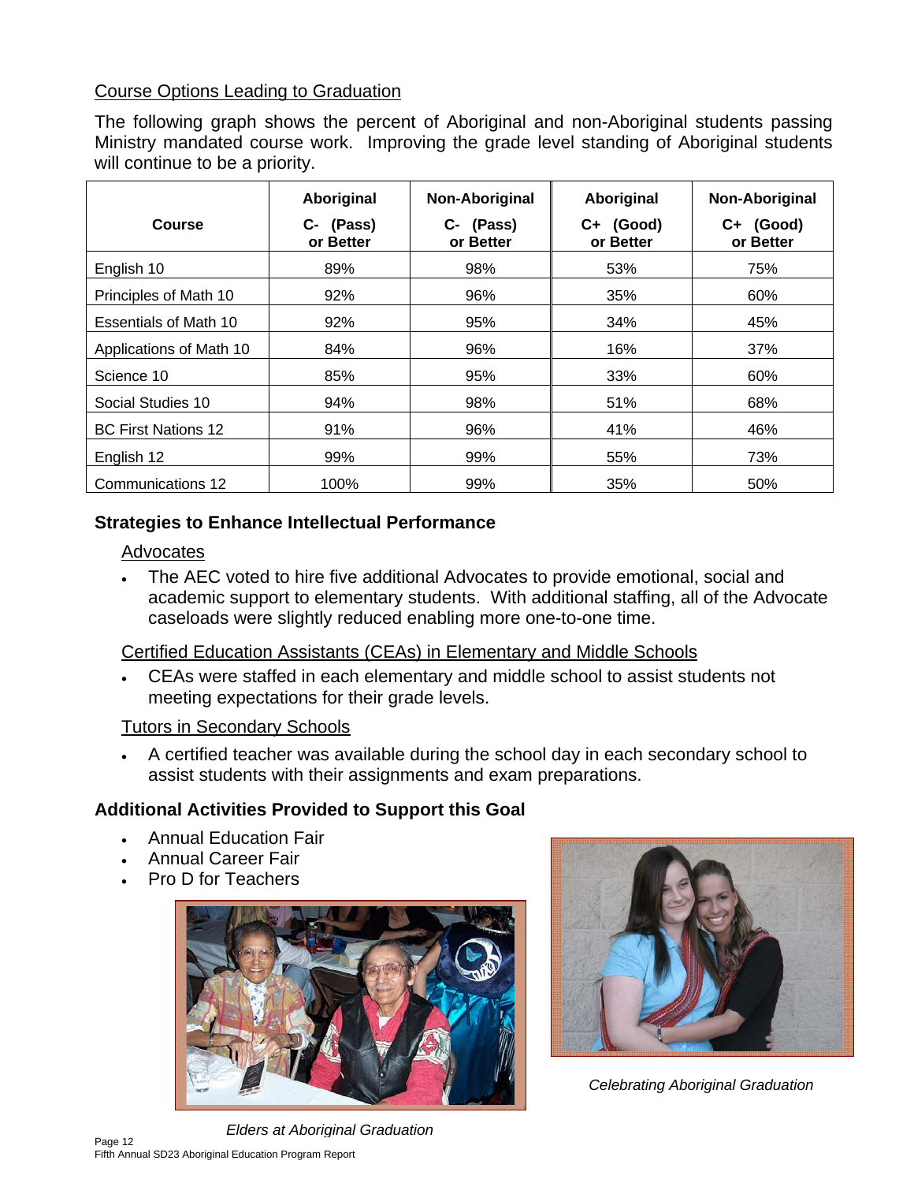Course Options Leading to Graduation

The following graph shows the percent of Aboriginal and non-Aboriginal students passing Ministry mandated course work. Improving the grade level standing of Aboriginal students will continue to be a priority.

| Course | Aboriginal C- (Pass) or Better | Non-Aboriginal C- (Pass) or Better | Aboriginal C+ (Good) or Better | Non-Aboriginal C+ (Good) or Better |
|---|---|---|---|---|
| English 10 | 89% | 98% | 53% | 75% |
| Principles of Math 10 | 92% | 96% | 35% | 60% |
| Essentials of Math 10 | 92% | 95% | 34% | 45% |
| Applications of Math 10 | 84% | 96% | 16% | 37% |
| Science 10 | 85% | 95% | 33% | 60% |
| Social Studies 10 | 94% | 98% | 51% | 68% |
| BC First Nations 12 | 91% | 96% | 41% | 46% |
| English 12 | 99% | 99% | 55% | 73% |
| Communications 12 | 100% | 99% | 35% | 50% |

## Strategies to Enhance Intellectual Performance

Advocates

- The AEC voted to hire five additional Advocates to provide emotional, social and academic support to elementary students. With additional staffing, all of the Advocate caseloads were slightly reduced enabling more one-to-one time.

Certified Education Assistants (CEAs) in Elementary and Middle Schools

- CEAs were staffed in each elementary and middle school to assist students not meeting expectations for their grade levels.

Tutors in Secondary Schools

- A certified teacher was available during the school day in each secondary school to assist students with their assignments and exam preparations.

## Additional Activities Provided to Support this Goal

- Annual Education Fair
- Annual Career Fair
- Pro D for Teachers

*Celebrating Aboriginal Graduation*

*Elders at Aboriginal Graduation*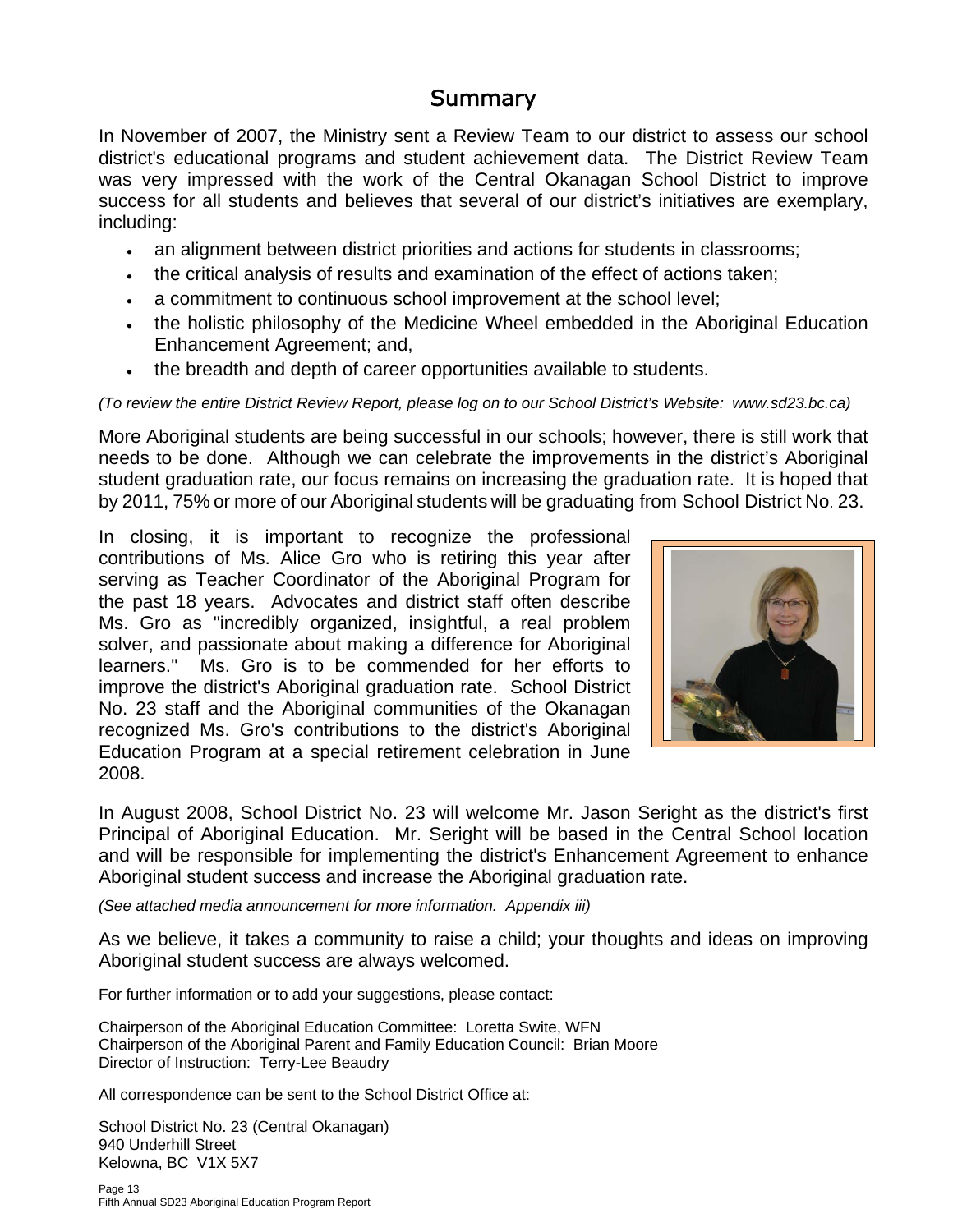# Summary

In November of 2007, the Ministry sent a Review Team to our district to assess our school district's educational programs and student achievement data. The District Review Team was very impressed with the work of the Central Okanagan School District to improve success for all students and believes that several of our district's initiatives are exemplary, including:

- an alignment between district priorities and actions for students in classrooms;
- the critical analysis of results and examination of the effect of actions taken;
- a commitment to continuous school improvement at the school level;
- the holistic philosophy of the Medicine Wheel embedded in the Aboriginal Education Enhancement Agreement; and,
- the breadth and depth of career opportunities available to students.

*(To review the entire District Review Report, please log on to our School District's Website: www.sd23.bc.ca)*

More Aboriginal students are being successful in our schools; however, there is still work that needs to be done. Although we can celebrate the improvements in the district's Aboriginal student graduation rate, our focus remains on increasing the graduation rate. It is hoped that by 2011, 75% or more of our Aboriginal students will be graduating from School District No. 23.

In closing, it is important to recognize the professional contributions of Ms. Alice Gro who is retiring this year after serving as Teacher Coordinator of the Aboriginal Program for the past 18 years. Advocates and district staff often describe Ms. Gro as "incredibly organized, insightful, a real problem solver, and passionate about making a difference for Aboriginal learners." Ms. Gro is to be commended for her efforts to improve the district's Aboriginal graduation rate. School District No. 23 staff and the Aboriginal communities of the Okanagan recognized Ms. Gro's contributions to the district's Aboriginal Education Program at a special retirement celebration in June 2008.

In August 2008, School District No. 23 will welcome Mr. Jason Seright as the district's first Principal of Aboriginal Education. Mr. Seright will be based in the Central School location and will be responsible for implementing the district's Enhancement Agreement to enhance Aboriginal student success and increase the Aboriginal graduation rate.

*(See attached media announcement for more information. Appendix iii)*

As we believe, it takes a community to raise a child; your thoughts and ideas on improving Aboriginal student success are always welcomed.

For further information or to add your suggestions, please contact:

Chairperson of the Aboriginal Education Committee: Loretta Swite, WFN
Chairperson of the Aboriginal Parent and Family Education Council: Brian Moore
Director of Instruction: Terry-Lee Beaudry

All correspondence can be sent to the School District Office at:

School District No. 23 (Central Okanagan)
940 Underhill Street
Kelowna, BC V1X 5X7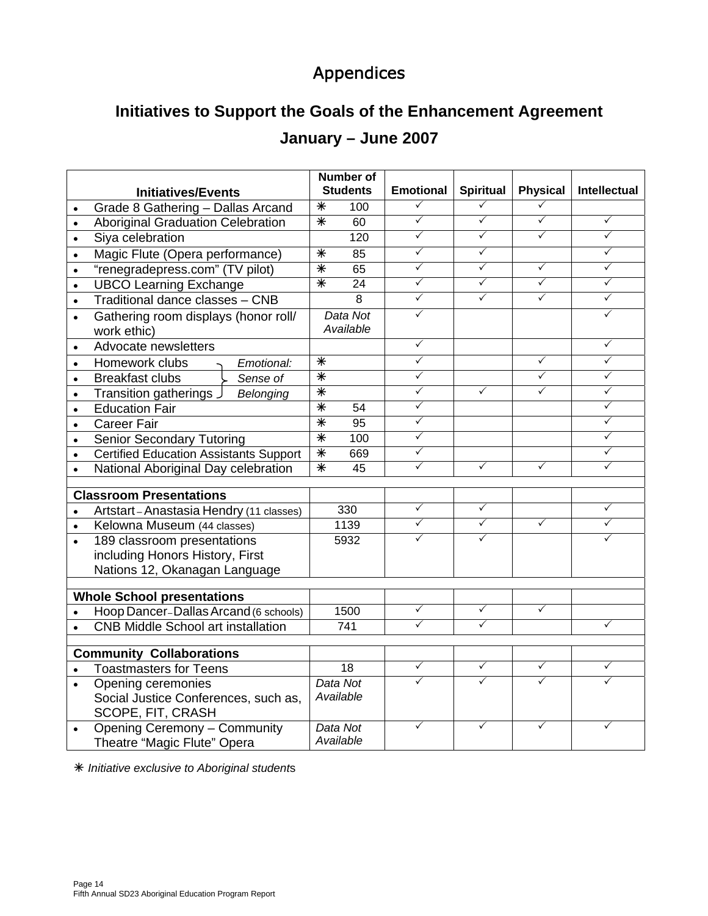# Appendices

## Initiatives to Support the Goals of the Enhancement Agreement

## January – June 2007

| Initiatives/Events | Number of Students | Emotional | Spiritual | Physical | Intellectual |
|---|---|---|---|---|---|
| • Grade 8 Gathering – Dallas Arcand | ✳ 100 | ✓ | ✓ | ✓ | |
| • Aboriginal Graduation Celebration | ✳ 60 | ✓ | ✓ | ✓ | ✓ |
| • Siya celebration | 120 | ✓ | ✓ | ✓ | ✓ |
| • Magic Flute (Opera performance) | ✳ 85 | ✓ | ✓ | | ✓ |
| • "renegradepress.com" (TV pilot) | ✳ 65 | ✓ | ✓ | ✓ | ✓ |
| • UBCO Learning Exchange | ✳ 24 | ✓ | ✓ | ✓ | ✓ |
| • Traditional dance classes – CNB | 8 | ✓ | ✓ | ✓ | ✓ |
| • Gathering room displays (honor roll/ work ethic) | *Data Not Available* | ✓ | | | ✓ |
| • Advocate newsletters | | ✓ | | | ✓ |
| • Homework clubs — *Emotional: Sense of Belonging* | ✳ | ✓ | | ✓ | ✓ |
| • Breakfast clubs — *Emotional: Sense of Belonging* | ✳ | ✓ | | ✓ | ✓ |
| • Transition gatherings — *Emotional: Sense of Belonging* | ✳ | ✓ | ✓ | ✓ | ✓ |
| • Education Fair | ✳ 54 | ✓ | | | ✓ |
| • Career Fair | ✳ 95 | ✓ | | | ✓ |
| • Senior Secondary Tutoring | ✳ 100 | ✓ | | | ✓ |
| • Certified Education Assistants Support | ✳ 669 | ✓ | | | ✓ |
| • National Aboriginal Day celebration | ✳ 45 | ✓ | ✓ | ✓ | ✓ |
| | | | | | |
| **Classroom Presentations** | | | | | |
| • Artstart – Anastasia Hendry (11 classes) | 330 | ✓ | ✓ | | ✓ |
| • Kelowna Museum (44 classes) | 1139 | ✓ | ✓ | ✓ | ✓ |
| • 189 classroom presentations including Honors History, First Nations 12, Okanagan Language | 5932 | ✓ | ✓ | | ✓ |
| | | | | | |
| **Whole School presentations** | | | | | |
| • Hoop Dancer – Dallas Arcand (6 schools) | 1500 | ✓ | ✓ | ✓ | |
| • CNB Middle School art installation | 741 | ✓ | ✓ | | ✓ |
| | | | | | |
| **Community Collaborations** | | | | | |
| • Toastmasters for Teens | 18 | ✓ | ✓ | ✓ | ✓ |
| • Opening ceremonies Social Justice Conferences, such as, SCOPE, FIT, CRASH | *Data Not Available* | ✓ | ✓ | ✓ | ✓ |
| • Opening Ceremony – Community Theatre "Magic Flute" Opera | *Data Not Available* | ✓ | ✓ | ✓ | ✓ |

✳ *Initiative exclusive to Aboriginal students*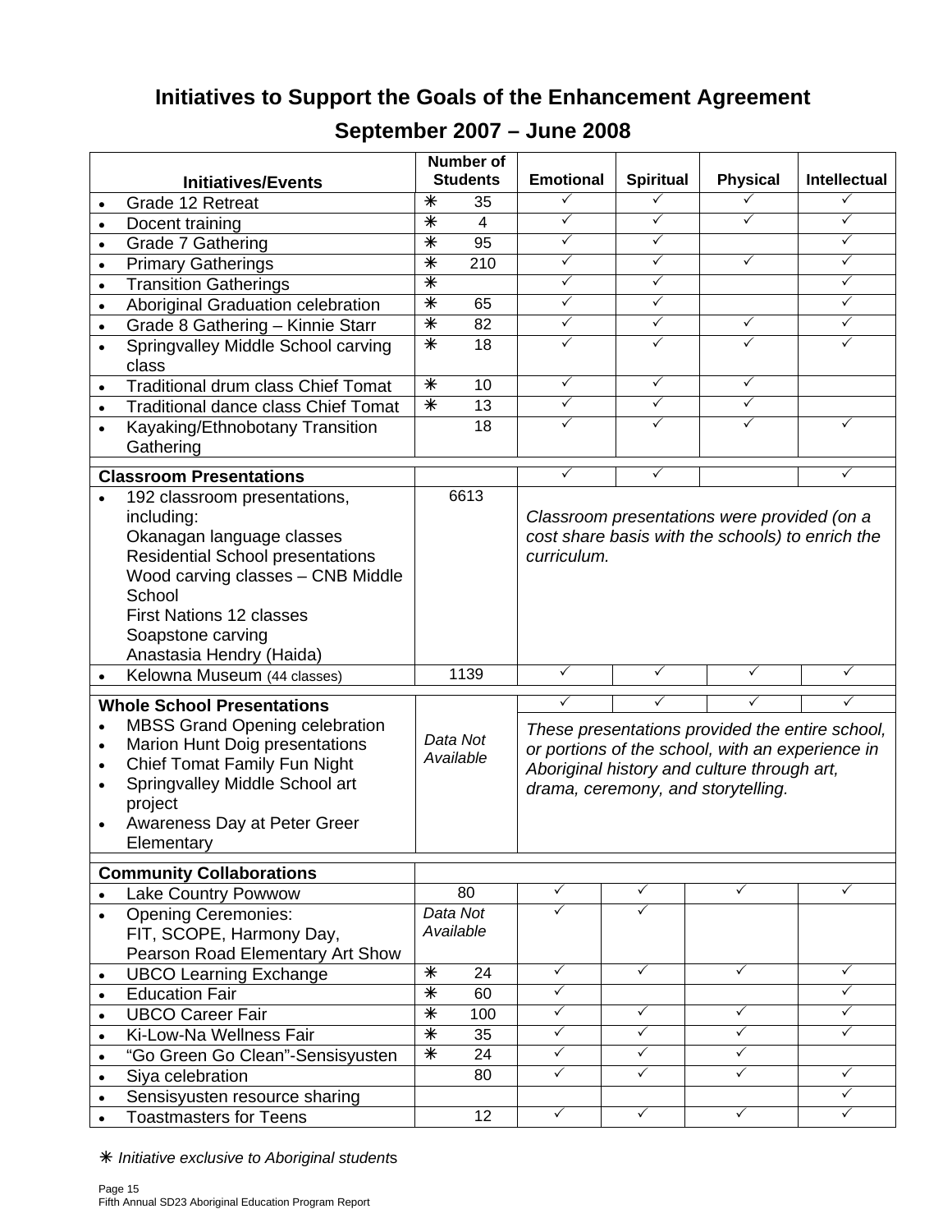# Initiatives to Support the Goals of the Enhancement Agreement

## September 2007 – June 2008

| Initiatives/Events | Number of Students | Emotional | Spiritual | Physical | Intellectual |
|---|---|---|---|---|---|
| • Grade 12 Retreat | ✳ 35 | ✓ | ✓ | ✓ | ✓ |
| • Docent training | ✳ 4 | ✓ | ✓ | ✓ | ✓ |
| • Grade 7 Gathering | ✳ 95 | ✓ | ✓ | | ✓ |
| • Primary Gatherings | ✳ 210 | ✓ | ✓ | ✓ | ✓ |
| • Transition Gatherings | ✳ | ✓ | ✓ | | ✓ |
| • Aboriginal Graduation celebration | ✳ 65 | ✓ | ✓ | | ✓ |
| • Grade 8 Gathering – Kinnie Starr | ✳ 82 | ✓ | ✓ | ✓ | ✓ |
| • Springvalley Middle School carving class | ✳ 18 | ✓ | ✓ | ✓ | ✓ |
| • Traditional drum class Chief Tomat | ✳ 10 | ✓ | ✓ | ✓ | |
| • Traditional dance class Chief Tomat | ✳ 13 | ✓ | ✓ | ✓ | |
| • Kayaking/Ethnobotany Transition Gathering | 18 | ✓ | ✓ | ✓ | ✓ |
| **Classroom Presentations** | | ✓ | ✓ | | ✓ |
| • 192 classroom presentations, including:<br>Okanagan language classes<br>Residential School presentations<br>Wood carving classes – CNB Middle School<br>First Nations 12 classes<br>Soapstone carving<br>Anastasia Hendry (Haida) | 6613 | *Classroom presentations were provided (on a cost share basis with the schools) to enrich the curriculum.* | | | |
| • Kelowna Museum (44 classes) | 1139 | ✓ | ✓ | ✓ | ✓ |
| **Whole School Presentations** | | ✓ | ✓ | ✓ | ✓ |
| • MBSS Grand Opening celebration<br>• Marion Hunt Doig presentations<br>• Chief Tomat Family Fun Night<br>• Springvalley Middle School art project<br>• Awareness Day at Peter Greer Elementary | *Data Not Available* | *These presentations provided the entire school, or portions of the school, with an experience in Aboriginal history and culture through art, drama, ceremony, and storytelling.* | | | |
| **Community Collaborations** | | | | | |
| • Lake Country Powwow | 80 | ✓ | ✓ | ✓ | ✓ |
| • Opening Ceremonies:<br>FIT, SCOPE, Harmony Day, Pearson Road Elementary Art Show | *Data Not Available* | ✓ | ✓ | | |
| • UBCO Learning Exchange | ✳ 24 | ✓ | ✓ | ✓ | ✓ |
| • Education Fair | ✳ 60 | ✓ | | | ✓ |
| • UBCO Career Fair | ✳ 100 | ✓ | ✓ | ✓ | ✓ |
| • Ki-Low-Na Wellness Fair | ✳ 35 | ✓ | ✓ | ✓ | ✓ |
| • "Go Green Go Clean"-Sensisyusten | ✳ 24 | ✓ | ✓ | ✓ | |
| • Siya celebration | 80 | ✓ | ✓ | ✓ | ✓ |
| • Sensisyusten resource sharing | | | | | ✓ |
| • Toastmasters for Teens | 12 | ✓ | ✓ | ✓ | ✓ |

✳ *Initiative exclusive to Aboriginal students*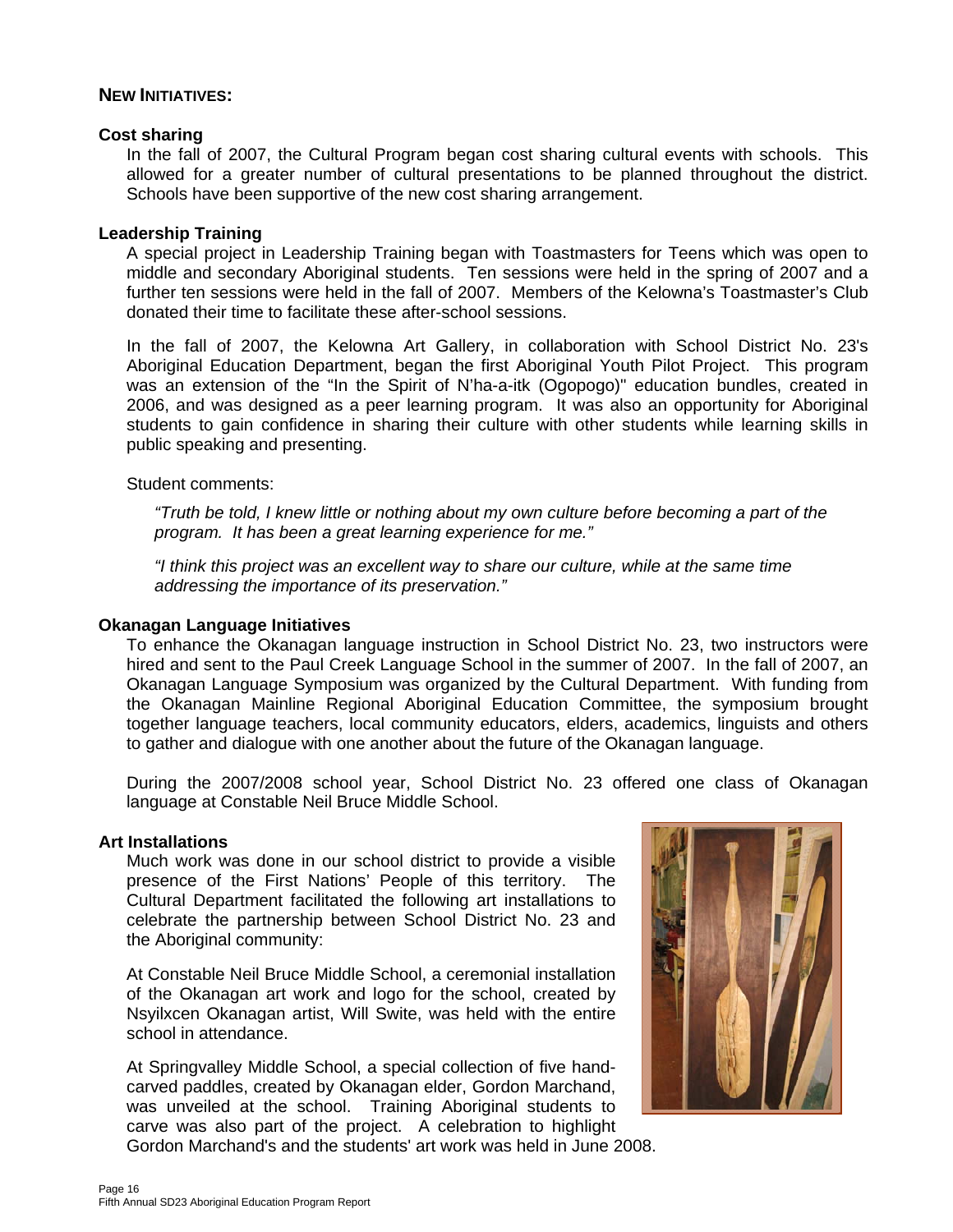## NEW INITIATIVES:

### Cost sharing

In the fall of 2007, the Cultural Program began cost sharing cultural events with schools. This allowed for a greater number of cultural presentations to be planned throughout the district. Schools have been supportive of the new cost sharing arrangement.

### Leadership Training

A special project in Leadership Training began with Toastmasters for Teens which was open to middle and secondary Aboriginal students. Ten sessions were held in the spring of 2007 and a further ten sessions were held in the fall of 2007. Members of the Kelowna's Toastmaster's Club donated their time to facilitate these after-school sessions.

In the fall of 2007, the Kelowna Art Gallery, in collaboration with School District No. 23's Aboriginal Education Department, began the first Aboriginal Youth Pilot Project. This program was an extension of the "In the Spirit of N'ha-a-itk (Ogopogo)" education bundles, created in 2006, and was designed as a peer learning program. It was also an opportunity for Aboriginal students to gain confidence in sharing their culture with other students while learning skills in public speaking and presenting.

Student comments:

*"Truth be told, I knew little or nothing about my own culture before becoming a part of the program. It has been a great learning experience for me."*

*"I think this project was an excellent way to share our culture, while at the same time addressing the importance of its preservation."*

### Okanagan Language Initiatives

To enhance the Okanagan language instruction in School District No. 23, two instructors were hired and sent to the Paul Creek Language School in the summer of 2007. In the fall of 2007, an Okanagan Language Symposium was organized by the Cultural Department. With funding from the Okanagan Mainline Regional Aboriginal Education Committee, the symposium brought together language teachers, local community educators, elders, academics, linguists and others to gather and dialogue with one another about the future of the Okanagan language.

During the 2007/2008 school year, School District No. 23 offered one class of Okanagan language at Constable Neil Bruce Middle School.

### Art Installations

Much work was done in our school district to provide a visible presence of the First Nations' People of this territory. The Cultural Department facilitated the following art installations to celebrate the partnership between School District No. 23 and the Aboriginal community:

At Constable Neil Bruce Middle School, a ceremonial installation of the Okanagan art work and logo for the school, created by Nsyilxcen Okanagan artist, Will Swite, was held with the entire school in attendance.

At Springvalley Middle School, a special collection of five hand-carved paddles, created by Okanagan elder, Gordon Marchand, was unveiled at the school. Training Aboriginal students to carve was also part of the project. A celebration to highlight Gordon Marchand's and the students' art work was held in June 2008.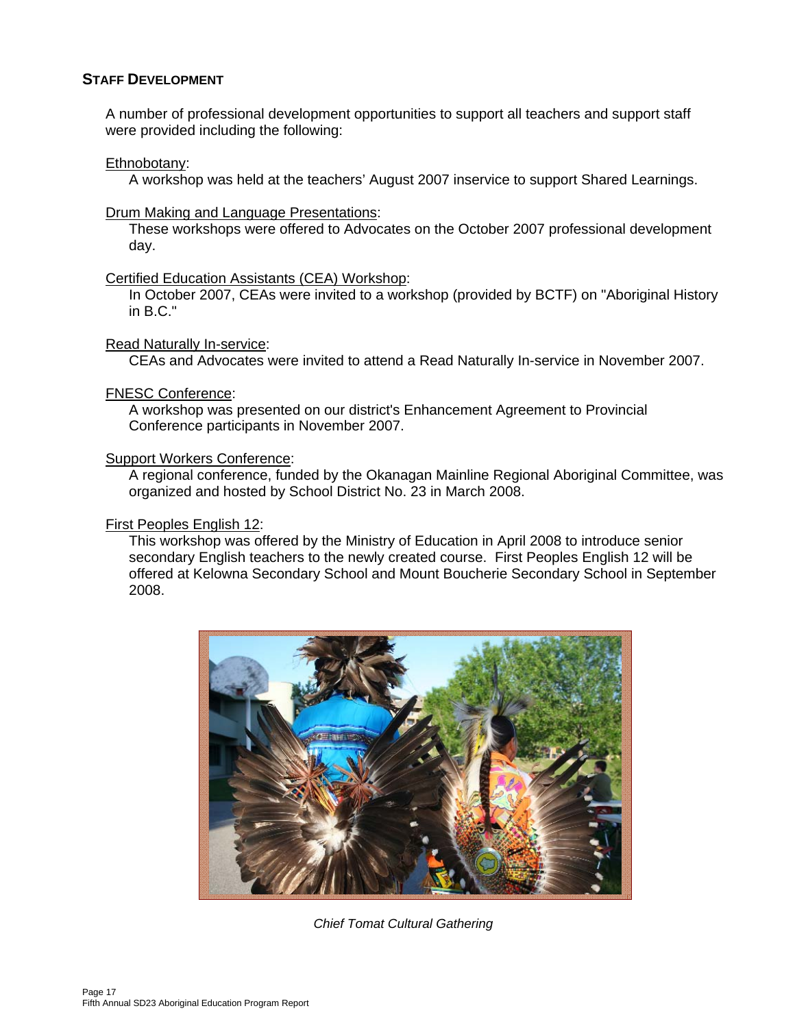## Staff Development

A number of professional development opportunities to support all teachers and support staff were provided including the following:

Ethnobotany:
A workshop was held at the teachers' August 2007 inservice to support Shared Learnings.

Drum Making and Language Presentations:
These workshops were offered to Advocates on the October 2007 professional development day.

Certified Education Assistants (CEA) Workshop:
In October 2007, CEAs were invited to a workshop (provided by BCTF) on "Aboriginal History in B.C."

Read Naturally In-service:
CEAs and Advocates were invited to attend a Read Naturally In-service in November 2007.

FNESC Conference:
A workshop was presented on our district's Enhancement Agreement to Provincial Conference participants in November 2007.

Support Workers Conference:
A regional conference, funded by the Okanagan Mainline Regional Aboriginal Committee, was organized and hosted by School District No. 23 in March 2008.

First Peoples English 12:
This workshop was offered by the Ministry of Education in April 2008 to introduce senior secondary English teachers to the newly created course. First Peoples English 12 will be offered at Kelowna Secondary School and Mount Boucherie Secondary School in September 2008.

*Chief Tomat Cultural Gathering*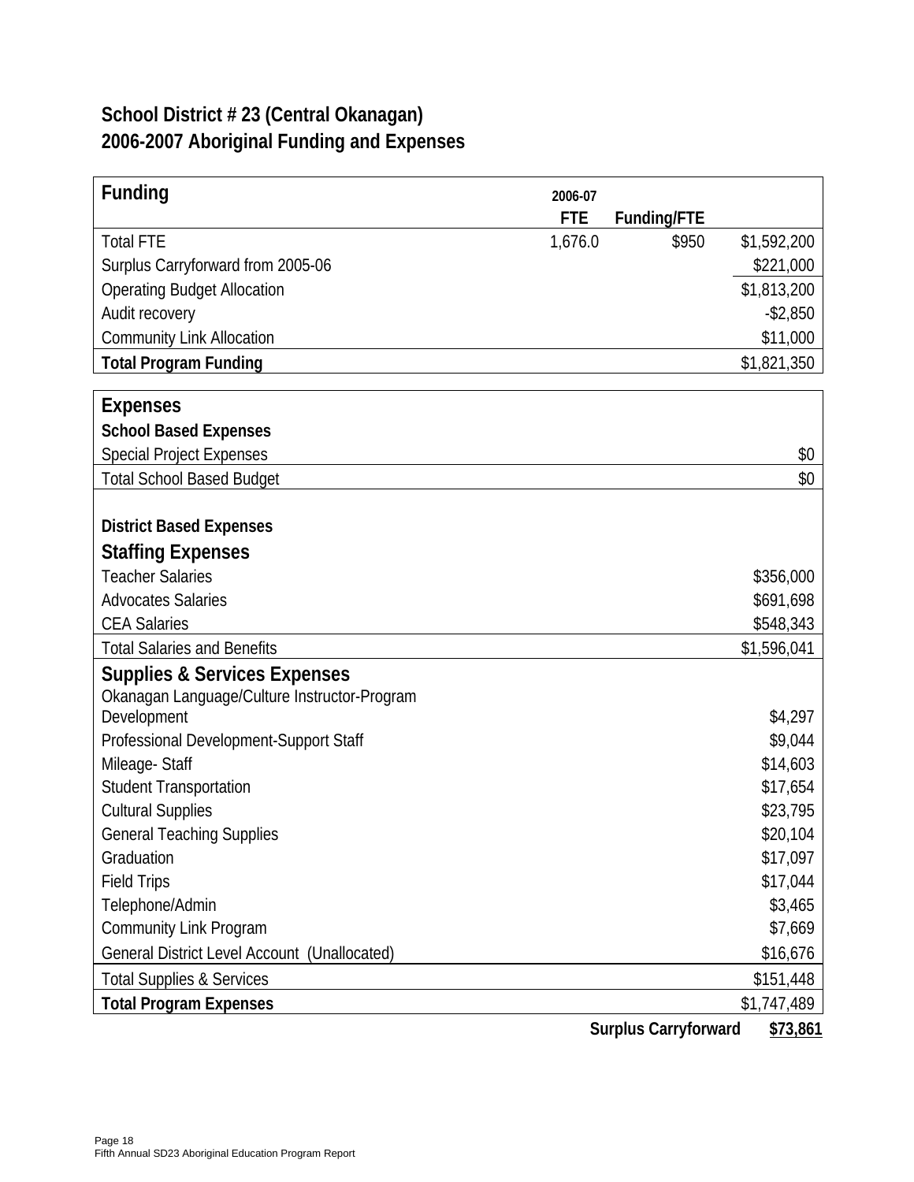# School District # 23 (Central Okanagan)
# 2006-2007 Aboriginal Funding and Expenses

| Funding | 2006-07 FTE | Funding/FTE | |
|---|---|---|---|
| Total FTE | 1,676.0 | $950 | $1,592,200 |
| Surplus Carryforward from 2005-06 | | | $221,000 |
| Operating Budget Allocation | | | $1,813,200 |
| Audit recovery | | | -$2,850 |
| Community Link Allocation | | | $11,000 |
| **Total Program Funding** | | | $1,821,350 |

| **Expenses** | |
|---|---|
| **School Based Expenses** | |
| Special Project Expenses | $0 |
| Total School Based Budget | $0 |
| | |
| **District Based Expenses** | |
| **Staffing Expenses** | |
| Teacher Salaries | $356,000 |
| Advocates Salaries | $691,698 |
| CEA Salaries | $548,343 |
| Total Salaries and Benefits | $1,596,041 |
| **Supplies & Services Expenses** | |
| Okanagan Language/Culture Instructor-Program Development | $4,297 |
| Professional Development-Support Staff | $9,044 |
| Mileage- Staff | $14,603 |
| Student Transportation | $17,654 |
| Cultural Supplies | $23,795 |
| General Teaching Supplies | $20,104 |
| Graduation | $17,097 |
| Field Trips | $17,044 |
| Telephone/Admin | $3,465 |
| Community Link Program | $7,669 |
| General District Level Account (Unallocated) | $16,676 |
| Total Supplies & Services | $151,448 |
| **Total Program Expenses** | $1,747,489 |
| **Surplus Carryforward** | **$73,861** |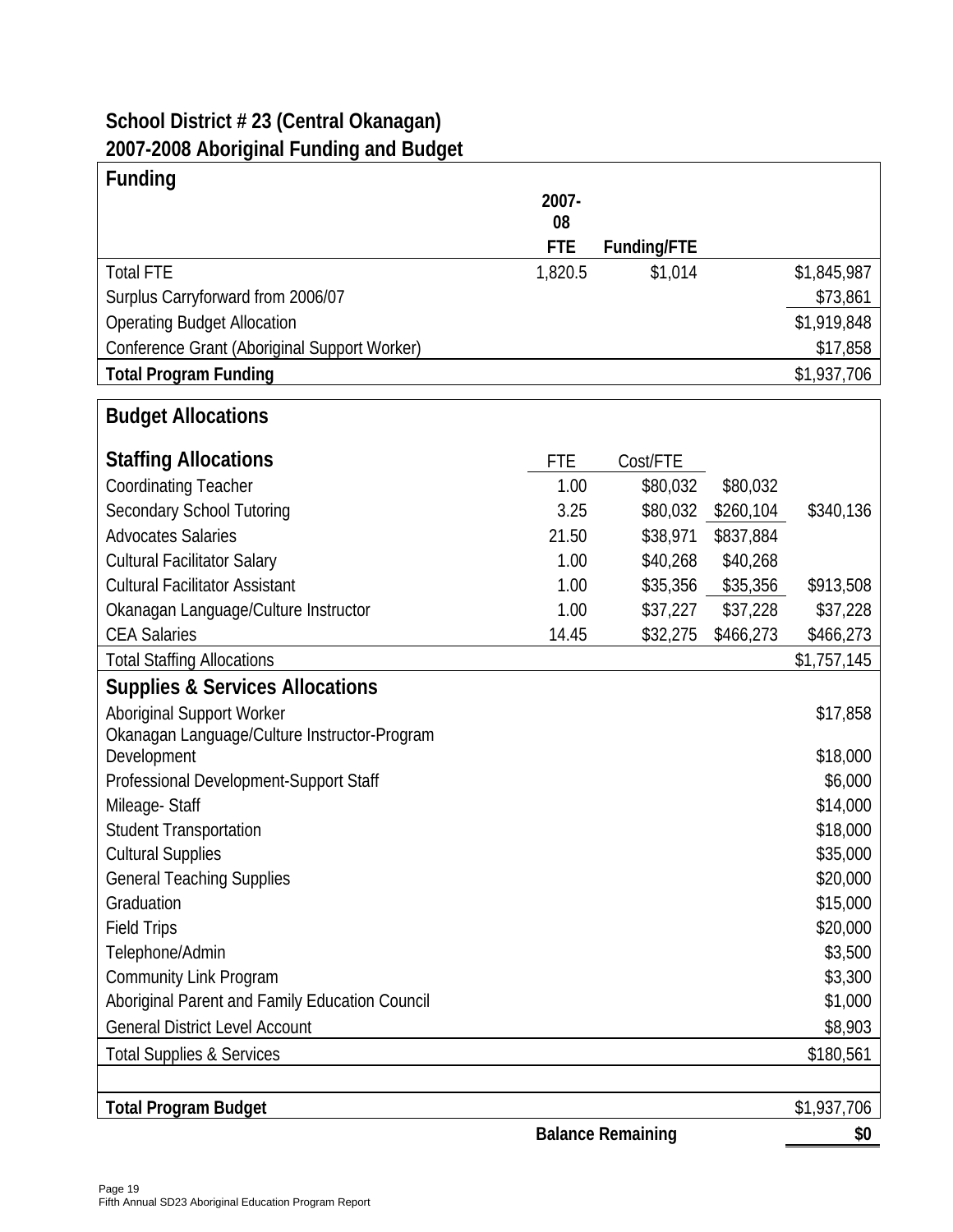# School District # 23 (Central Okanagan)
## 2007-2008 Aboriginal Funding and Budget

### Funding

| | 2007-08 FTE | Funding/FTE | |
|---|---|---|---|
| Total FTE | 1,820.5 | $1,014 | $1,845,987 |
| Surplus Carryforward from 2006/07 | | | $73,861 |
| Operating Budget Allocation | | | $1,919,848 |
| Conference Grant (Aboriginal Support Worker) | | | $17,858 |
| **Total Program Funding** | | | **$1,937,706** |

### Budget Allocations

| **Staffing Allocations** | FTE | Cost/FTE | | |
|---|---|---|---|---|
| Coordinating Teacher | 1.00 | $80,032 | $80,032 | |
| Secondary School Tutoring | 3.25 | $80,032 | $260,104 | $340,136 |
| Advocates Salaries | 21.50 | $38,971 | $837,884 | |
| Cultural Facilitator Salary | 1.00 | $40,268 | $40,268 | |
| Cultural Facilitator Assistant | 1.00 | $35,356 | $35,356 | $913,508 |
| Okanagan Language/Culture Instructor | 1.00 | $37,227 | $37,228 | $37,228 |
| CEA Salaries | 14.45 | $32,275 | $466,273 | $466,273 |
| Total Staffing Allocations | | | | $1,757,145 |
| **Supplies & Services Allocations** | | | | |
| Aboriginal Support Worker | | | | $17,858 |
| Okanagan Language/Culture Instructor-Program Development | | | | $18,000 |
| Professional Development-Support Staff | | | | $6,000 |
| Mileage- Staff | | | | $14,000 |
| Student Transportation | | | | $18,000 |
| Cultural Supplies | | | | $35,000 |
| General Teaching Supplies | | | | $20,000 |
| Graduation | | | | $15,000 |
| Field Trips | | | | $20,000 |
| Telephone/Admin | | | | $3,500 |
| Community Link Program | | | | $3,300 |
| Aboriginal Parent and Family Education Council | | | | $1,000 |
| General District Level Account | | | | $8,903 |
| Total Supplies & Services | | | | $180,561 |
| **Total Program Budget** | | | | **$1,937,706** |
| | | **Balance Remaining** | | **$0** |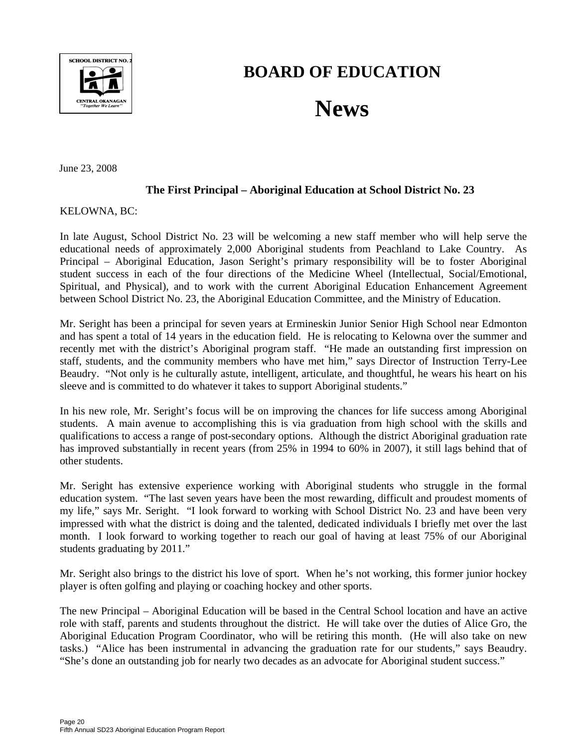# BOARD OF EDUCATION

# News

June 23, 2008

**The First Principal – Aboriginal Education at School District No. 23**

KELOWNA, BC:

In late August, School District No. 23 will be welcoming a new staff member who will help serve the educational needs of approximately 2,000 Aboriginal students from Peachland to Lake Country. As Principal – Aboriginal Education, Jason Seright's primary responsibility will be to foster Aboriginal student success in each of the four directions of the Medicine Wheel (Intellectual, Social/Emotional, Spiritual, and Physical), and to work with the current Aboriginal Education Enhancement Agreement between School District No. 23, the Aboriginal Education Committee, and the Ministry of Education.

Mr. Seright has been a principal for seven years at Ermineskin Junior Senior High School near Edmonton and has spent a total of 14 years in the education field. He is relocating to Kelowna over the summer and recently met with the district's Aboriginal program staff. "He made an outstanding first impression on staff, students, and the community members who have met him," says Director of Instruction Terry-Lee Beaudry. "Not only is he culturally astute, intelligent, articulate, and thoughtful, he wears his heart on his sleeve and is committed to do whatever it takes to support Aboriginal students."

In his new role, Mr. Seright's focus will be on improving the chances for life success among Aboriginal students. A main avenue to accomplishing this is via graduation from high school with the skills and qualifications to access a range of post-secondary options. Although the district Aboriginal graduation rate has improved substantially in recent years (from 25% in 1994 to 60% in 2007), it still lags behind that of other students.

Mr. Seright has extensive experience working with Aboriginal students who struggle in the formal education system. "The last seven years have been the most rewarding, difficult and proudest moments of my life," says Mr. Seright. "I look forward to working with School District No. 23 and have been very impressed with what the district is doing and the talented, dedicated individuals I briefly met over the last month. I look forward to working together to reach our goal of having at least 75% of our Aboriginal students graduating by 2011."

Mr. Seright also brings to the district his love of sport. When he's not working, this former junior hockey player is often golfing and playing or coaching hockey and other sports.

The new Principal – Aboriginal Education will be based in the Central School location and have an active role with staff, parents and students throughout the district. He will take over the duties of Alice Gro, the Aboriginal Education Program Coordinator, who will be retiring this month. (He will also take on new tasks.) "Alice has been instrumental in advancing the graduation rate for our students," says Beaudry. "She's done an outstanding job for nearly two decades as an advocate for Aboriginal student success."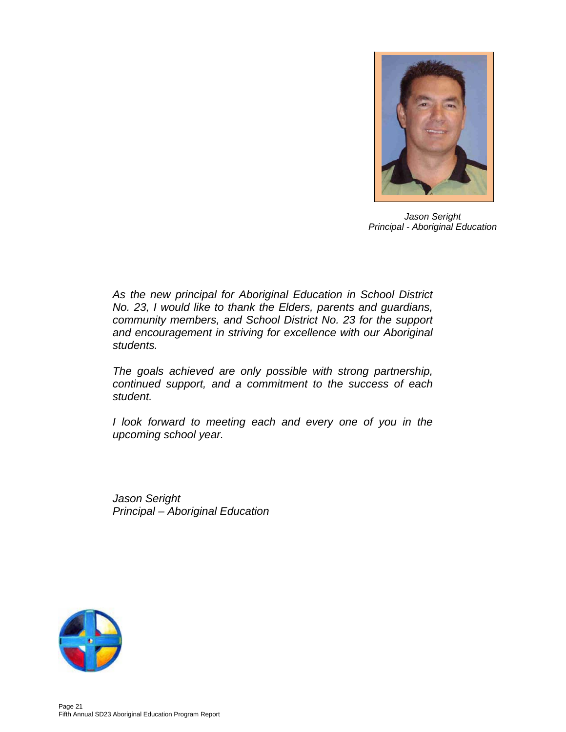*Jason Seright*
*Principal - Aboriginal Education*

*As the new principal for Aboriginal Education in School District No. 23, I would like to thank the Elders, parents and guardians, community members, and School District No. 23 for the support and encouragement in striving for excellence with our Aboriginal students.*

*The goals achieved are only possible with strong partnership, continued support, and a commitment to the success of each student.*

*I look forward to meeting each and every one of you in the upcoming school year.*

*Jason Seright*
*Principal – Aboriginal Education*